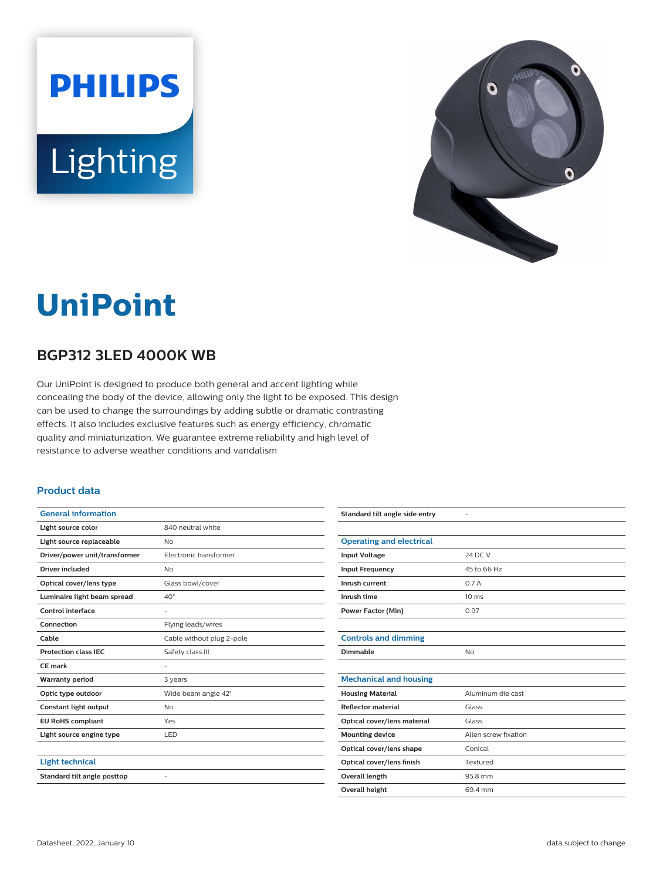PHILIPS

Lighting

# UniPoint

## BGP312 3LED 4000K WB

Our UniPoint is designed to produce both general and accent lighting while concealing the body of the device, allowing only the light to be exposed. This design can be used to change the surroundings by adding subtle or dramatic contrasting effects. It also includes exclusive features such as energy efficiency, chromatic quality and miniaturization. We guarantee extreme reliability and high level of resistance to adverse weather conditions and vandalism

### Product data

| General information | |
|---|---|
| Light source color | 840 neutral white |
| Light source replaceable | No |
| Driver/power unit/transformer | Electronic transformer |
| Driver included | No |
| Optical cover/lens type | Glass bowl/cover |
| Luminaire light beam spread | 40° |
| Control interface | - |
| Connection | Flying leads/wires |
| Cable | Cable without plug 2-pole |
| Protection class IEC | Safety class III |
| CE mark | - |
| Warranty period | 3 years |
| Optic type outdoor | Wide beam angle 42° |
| Constant light output | No |
| EU RoHS compliant | Yes |
| Light source engine type | LED |

| Light technical | |
|---|---|
| Standard tilt angle posttop | - |
| Standard tilt angle side entry | - |

| Operating and electrical | |
|---|---|
| Input Voltage | 24 DC V |
| Input Frequency | 45 to 66 Hz |
| Inrush current | 0.7 A |
| Inrush time | 10 ms |
| Power Factor (Min) | 0.97 |

| Controls and dimming | |
|---|---|
| Dimmable | No |

| Mechanical and housing | |
|---|---|
| Housing Material | Aluminum die cast |
| Reflector material | Glass |
| Optical cover/lens material | Glass |
| Mounting device | Allen screw fixation |
| Optical cover/lens shape | Conical |
| Optical cover/lens finish | Textured |
| Overall length | 95.8 mm |
| Overall height | 69.4 mm |

Datasheet, 2022, January 10 — data subject to change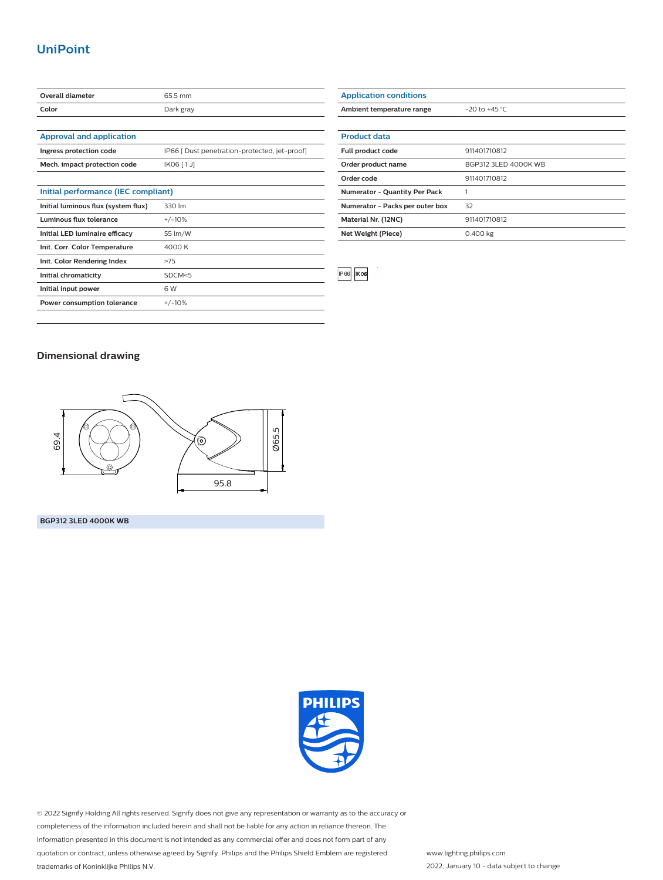## UniPoint

| | |
|---|---|
| **Overall diameter** | 65.5 mm |
| **Color** | Dark gray |

| Approval and application | |
|---|---|
| **Ingress protection code** | IP66 [ Dust penetration-protected, jet-proof] |
| **Mech. impact protection code** | IK06 [ 1 J] |

| Initial performance (IEC compliant) | |
|---|---|
| **Initial luminous flux (system flux)** | 330 lm |
| **Luminous flux tolerance** | +/-10% |
| **Initial LED luminaire efficacy** | 55 lm/W |
| **Init. Corr. Color Temperature** | 4000 K |
| **Init. Color Rendering Index** | >75 |
| **Initial chromaticity** | SDCM<5 |
| **Initial input power** | 6 W |
| **Power consumption tolerance** | +/-10% |

| Application conditions | |
|---|---|
| **Ambient temperature range** | -20 to +45 °C |

| Product data | |
|---|---|
| **Full product code** | 911401710812 |
| **Order product name** | BGP312 3LED 4000K WB |
| **Order code** | 911401710812 |
| **Numerator - Quantity Per Pack** | 1 |
| **Numerator - Packs per outer box** | 32 |
| **Material Nr. (12NC)** | 911401710812 |
| **Net Weight (Piece)** | 0.400 kg |

IP66 IK06

## Dimensional drawing

69.4

Ø65.5

95.8

**BGP312 3LED 4000K WB**

© 2022 Signify Holding All rights reserved. Signify does not give any representation or warranty as to the accuracy or completeness of the information included herein and shall not be liable for any action in reliance thereon. The information presented in this document is not intended as any commercial offer and does not form part of any quotation or contract, unless otherwise agreed by Signify. Philips and the Philips Shield Emblem are registered trademarks of Koninklijke Philips N.V.

www.lighting.philips.com

2022, January 10 - data subject to change